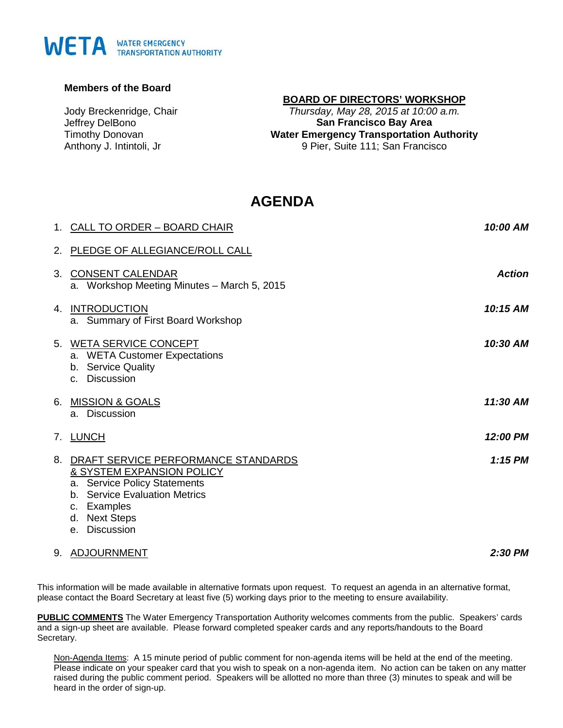**WETA** WATER EMERGENCY TRANSPORTATION AUTHORITY

**Members of the Board**

Jody Breckenridge, Chair
Jeffrey DelBono
Timothy Donovan
Anthony J. Intintoli, Jr

**BOARD OF DIRECTORS' WORKSHOP**
*Thursday, May 28, 2015 at 10:00 a.m.*
**San Francisco Bay Area**
**Water Emergency Transportation Authority**
9 Pier, Suite 111; San Francisco

# AGENDA

1. CALL TO ORDER – BOARD CHAIR — ***10:00 AM***

2. PLEDGE OF ALLEGIANCE/ROLL CALL

3. CONSENT CALENDAR — ***Action***
   a. Workshop Meeting Minutes – March 5, 2015

4. INTRODUCTION — ***10:15 AM***
   a. Summary of First Board Workshop

5. WETA SERVICE CONCEPT — ***10:30 AM***
   a. WETA Customer Expectations
   b. Service Quality
   c. Discussion

6. MISSION & GOALS — ***11:30 AM***
   a. Discussion

7. LUNCH — ***12:00 PM***

8. DRAFT SERVICE PERFORMANCE STANDARDS & SYSTEM EXPANSION POLICY — ***1:15 PM***
   a. Service Policy Statements
   b. Service Evaluation Metrics
   c. Examples
   d. Next Steps
   e. Discussion

9. ADJOURNMENT — ***2:30 PM***

This information will be made available in alternative formats upon request. To request an agenda in an alternative format, please contact the Board Secretary at least five (5) working days prior to the meeting to ensure availability.

**PUBLIC COMMENTS** The Water Emergency Transportation Authority welcomes comments from the public. Speakers' cards and a sign-up sheet are available. Please forward completed speaker cards and any reports/handouts to the Board Secretary.

Non-Agenda Items: A 15 minute period of public comment for non-agenda items will be held at the end of the meeting. Please indicate on your speaker card that you wish to speak on a non-agenda item. No action can be taken on any matter raised during the public comment period. Speakers will be allotted no more than three (3) minutes to speak and will be heard in the order of sign-up.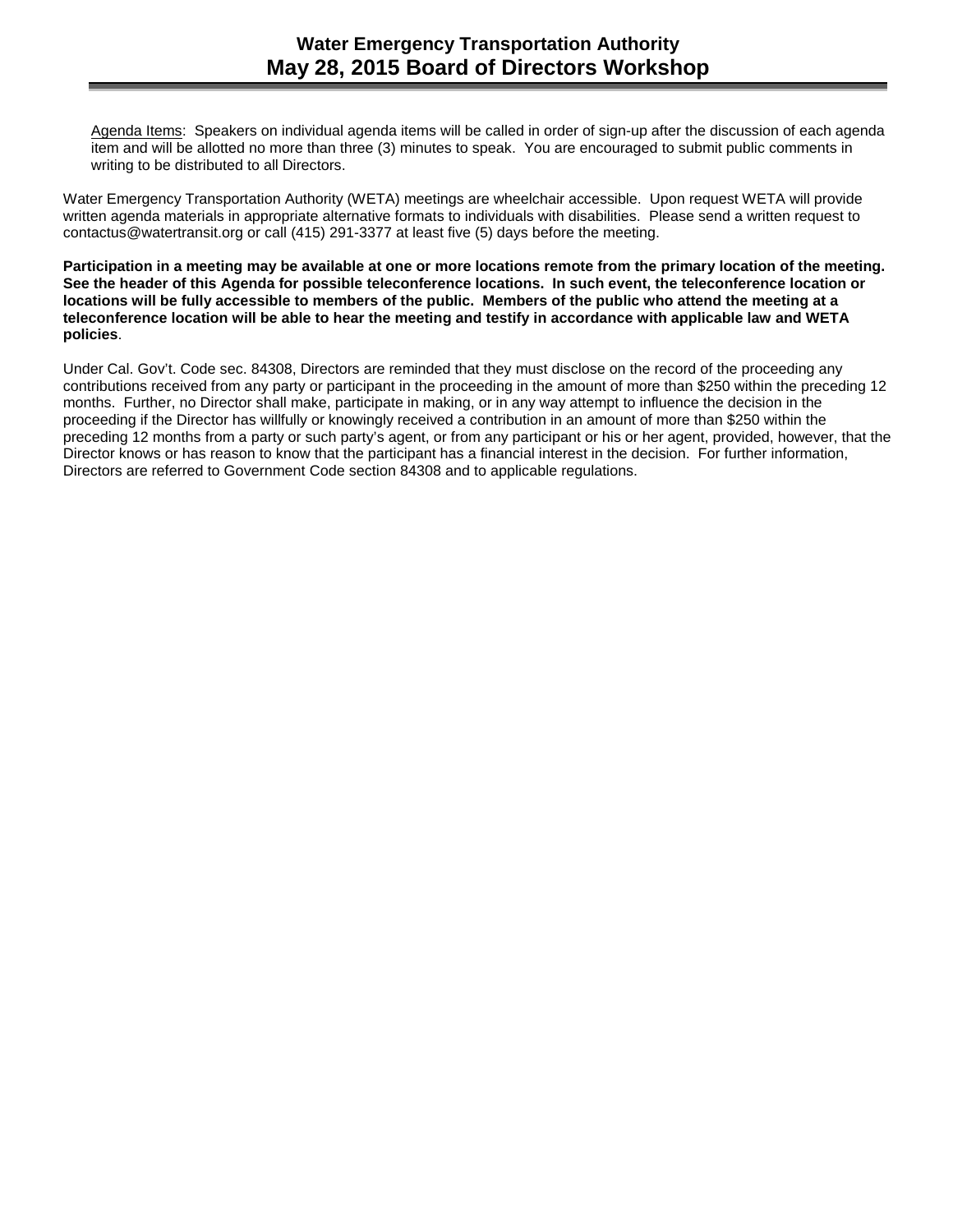Agenda Items: Speakers on individual agenda items will be called in order of sign-up after the discussion of each agenda item and will be allotted no more than three (3) minutes to speak. You are encouraged to submit public comments in writing to be distributed to all Directors.

Water Emergency Transportation Authority (WETA) meetings are wheelchair accessible. Upon request WETA will provide written agenda materials in appropriate alternative formats to individuals with disabilities. Please send a written request to contactus@watertransit.org or call (415) 291-3377 at least five (5) days before the meeting.

**Participation in a meeting may be available at one or more locations remote from the primary location of the meeting. See the header of this Agenda for possible teleconference locations. In such event, the teleconference location or locations will be fully accessible to members of the public. Members of the public who attend the meeting at a teleconference location will be able to hear the meeting and testify in accordance with applicable law and WETA policies**.

Under Cal. Gov't. Code sec. 84308, Directors are reminded that they must disclose on the record of the proceeding any contributions received from any party or participant in the proceeding in the amount of more than $250 within the preceding 12 months. Further, no Director shall make, participate in making, or in any way attempt to influence the decision in the proceeding if the Director has willfully or knowingly received a contribution in an amount of more than $250 within the preceding 12 months from a party or such party's agent, or from any participant or his or her agent, provided, however, that the Director knows or has reason to know that the participant has a financial interest in the decision. For further information, Directors are referred to Government Code section 84308 and to applicable regulations.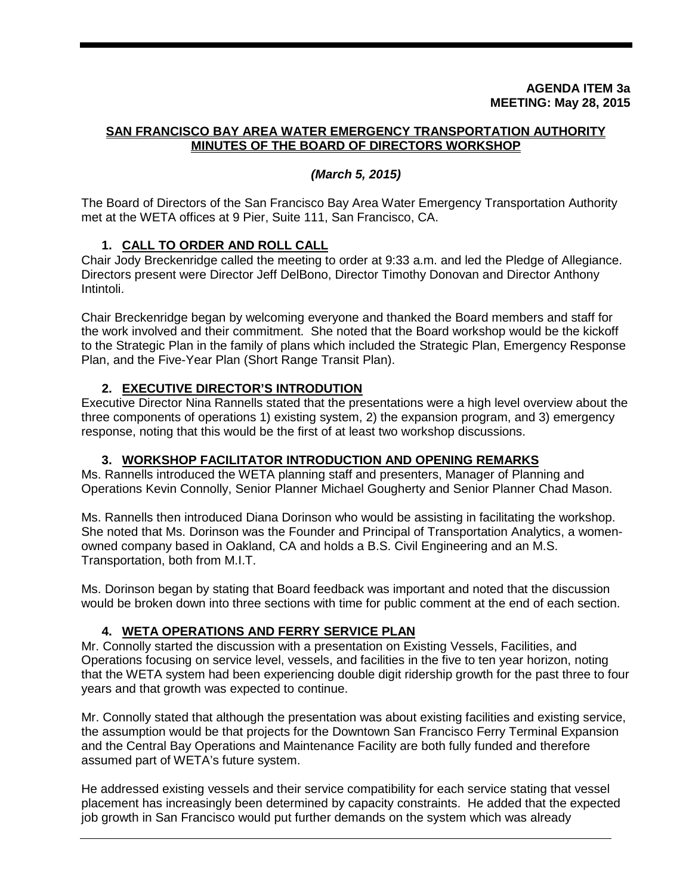**AGENDA ITEM 3a**
**MEETING: May 28, 2015**

**SAN FRANCISCO BAY AREA WATER EMERGENCY TRANSPORTATION AUTHORITY**
**MINUTES OF THE BOARD OF DIRECTORS WORKSHOP**

***(March 5, 2015)***

The Board of Directors of the San Francisco Bay Area Water Emergency Transportation Authority met at the WETA offices at 9 Pier, Suite 111, San Francisco, CA.

## 1. CALL TO ORDER AND ROLL CALL

Chair Jody Breckenridge called the meeting to order at 9:33 a.m. and led the Pledge of Allegiance. Directors present were Director Jeff DelBono, Director Timothy Donovan and Director Anthony Intintoli.

Chair Breckenridge began by welcoming everyone and thanked the Board members and staff for the work involved and their commitment. She noted that the Board workshop would be the kickoff to the Strategic Plan in the family of plans which included the Strategic Plan, Emergency Response Plan, and the Five-Year Plan (Short Range Transit Plan).

## 2. EXECUTIVE DIRECTOR'S INTRODUTION

Executive Director Nina Rannells stated that the presentations were a high level overview about the three components of operations 1) existing system, 2) the expansion program, and 3) emergency response, noting that this would be the first of at least two workshop discussions.

## 3. WORKSHOP FACILITATOR INTRODUCTION AND OPENING REMARKS

Ms. Rannells introduced the WETA planning staff and presenters, Manager of Planning and Operations Kevin Connolly, Senior Planner Michael Gougherty and Senior Planner Chad Mason.

Ms. Rannells then introduced Diana Dorinson who would be assisting in facilitating the workshop. She noted that Ms. Dorinson was the Founder and Principal of Transportation Analytics, a women-owned company based in Oakland, CA and holds a B.S. Civil Engineering and an M.S. Transportation, both from M.I.T.

Ms. Dorinson began by stating that Board feedback was important and noted that the discussion would be broken down into three sections with time for public comment at the end of each section.

## 4. WETA OPERATIONS AND FERRY SERVICE PLAN

Mr. Connolly started the discussion with a presentation on Existing Vessels, Facilities, and Operations focusing on service level, vessels, and facilities in the five to ten year horizon, noting that the WETA system had been experiencing double digit ridership growth for the past three to four years and that growth was expected to continue.

Mr. Connolly stated that although the presentation was about existing facilities and existing service, the assumption would be that projects for the Downtown San Francisco Ferry Terminal Expansion and the Central Bay Operations and Maintenance Facility are both fully funded and therefore assumed part of WETA's future system.

He addressed existing vessels and their service compatibility for each service stating that vessel placement has increasingly been determined by capacity constraints. He added that the expected job growth in San Francisco would put further demands on the system which was already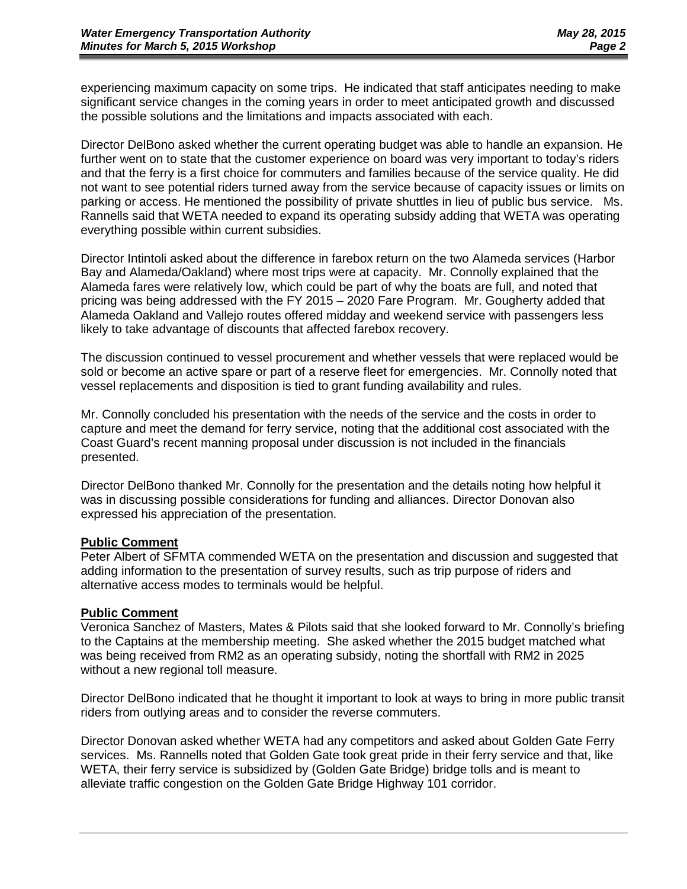experiencing maximum capacity on some trips. He indicated that staff anticipates needing to make significant service changes in the coming years in order to meet anticipated growth and discussed the possible solutions and the limitations and impacts associated with each.

Director DelBono asked whether the current operating budget was able to handle an expansion. He further went on to state that the customer experience on board was very important to today's riders and that the ferry is a first choice for commuters and families because of the service quality. He did not want to see potential riders turned away from the service because of capacity issues or limits on parking or access. He mentioned the possibility of private shuttles in lieu of public bus service. Ms. Rannells said that WETA needed to expand its operating subsidy adding that WETA was operating everything possible within current subsidies.

Director Intintoli asked about the difference in farebox return on the two Alameda services (Harbor Bay and Alameda/Oakland) where most trips were at capacity. Mr. Connolly explained that the Alameda fares were relatively low, which could be part of why the boats are full, and noted that pricing was being addressed with the FY 2015 – 2020 Fare Program. Mr. Gougherty added that Alameda Oakland and Vallejo routes offered midday and weekend service with passengers less likely to take advantage of discounts that affected farebox recovery.

The discussion continued to vessel procurement and whether vessels that were replaced would be sold or become an active spare or part of a reserve fleet for emergencies. Mr. Connolly noted that vessel replacements and disposition is tied to grant funding availability and rules.

Mr. Connolly concluded his presentation with the needs of the service and the costs in order to capture and meet the demand for ferry service, noting that the additional cost associated with the Coast Guard's recent manning proposal under discussion is not included in the financials presented.

Director DelBono thanked Mr. Connolly for the presentation and the details noting how helpful it was in discussing possible considerations for funding and alliances. Director Donovan also expressed his appreciation of the presentation.

**Public Comment**

Peter Albert of SFMTA commended WETA on the presentation and discussion and suggested that adding information to the presentation of survey results, such as trip purpose of riders and alternative access modes to terminals would be helpful.

**Public Comment**

Veronica Sanchez of Masters, Mates & Pilots said that she looked forward to Mr. Connolly's briefing to the Captains at the membership meeting. She asked whether the 2015 budget matched what was being received from RM2 as an operating subsidy, noting the shortfall with RM2 in 2025 without a new regional toll measure.

Director DelBono indicated that he thought it important to look at ways to bring in more public transit riders from outlying areas and to consider the reverse commuters.

Director Donovan asked whether WETA had any competitors and asked about Golden Gate Ferry services. Ms. Rannells noted that Golden Gate took great pride in their ferry service and that, like WETA, their ferry service is subsidized by (Golden Gate Bridge) bridge tolls and is meant to alleviate traffic congestion on the Golden Gate Bridge Highway 101 corridor.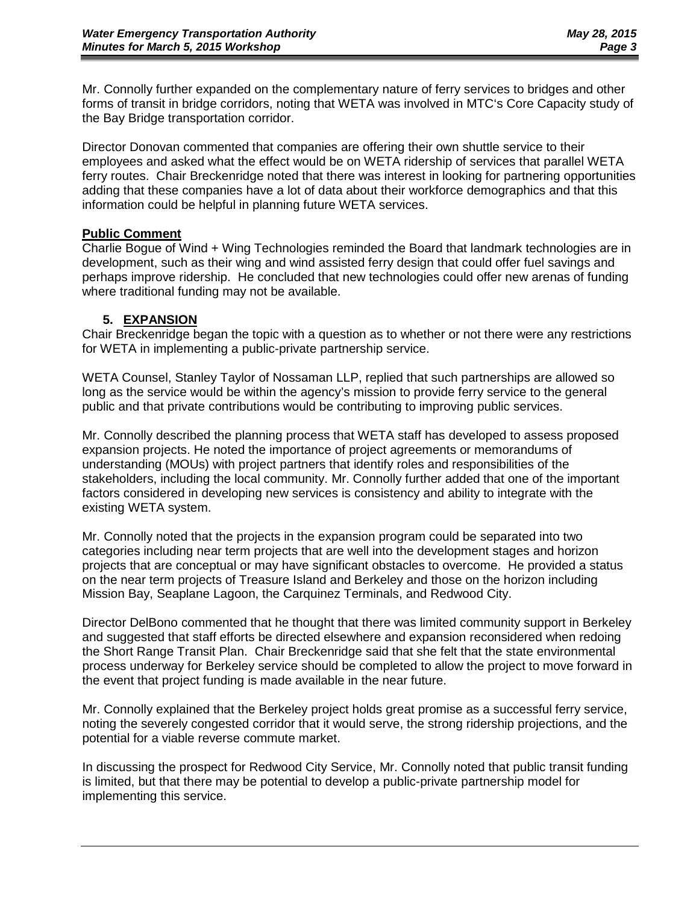Mr. Connolly further expanded on the complementary nature of ferry services to bridges and other forms of transit in bridge corridors, noting that WETA was involved in MTC's Core Capacity study of the Bay Bridge transportation corridor.

Director Donovan commented that companies are offering their own shuttle service to their employees and asked what the effect would be on WETA ridership of services that parallel WETA ferry routes. Chair Breckenridge noted that there was interest in looking for partnering opportunities adding that these companies have a lot of data about their workforce demographics and that this information could be helpful in planning future WETA services.

**Public Comment**

Charlie Bogue of Wind + Wing Technologies reminded the Board that landmark technologies are in development, such as their wing and wind assisted ferry design that could offer fuel savings and perhaps improve ridership. He concluded that new technologies could offer new arenas of funding where traditional funding may not be available.

## 5. EXPANSION

Chair Breckenridge began the topic with a question as to whether or not there were any restrictions for WETA in implementing a public-private partnership service.

WETA Counsel, Stanley Taylor of Nossaman LLP, replied that such partnerships are allowed so long as the service would be within the agency's mission to provide ferry service to the general public and that private contributions would be contributing to improving public services.

Mr. Connolly described the planning process that WETA staff has developed to assess proposed expansion projects. He noted the importance of project agreements or memorandums of understanding (MOUs) with project partners that identify roles and responsibilities of the stakeholders, including the local community. Mr. Connolly further added that one of the important factors considered in developing new services is consistency and ability to integrate with the existing WETA system.

Mr. Connolly noted that the projects in the expansion program could be separated into two categories including near term projects that are well into the development stages and horizon projects that are conceptual or may have significant obstacles to overcome. He provided a status on the near term projects of Treasure Island and Berkeley and those on the horizon including Mission Bay, Seaplane Lagoon, the Carquinez Terminals, and Redwood City.

Director DelBono commented that he thought that there was limited community support in Berkeley and suggested that staff efforts be directed elsewhere and expansion reconsidered when redoing the Short Range Transit Plan. Chair Breckenridge said that she felt that the state environmental process underway for Berkeley service should be completed to allow the project to move forward in the event that project funding is made available in the near future.

Mr. Connolly explained that the Berkeley project holds great promise as a successful ferry service, noting the severely congested corridor that it would serve, the strong ridership projections, and the potential for a viable reverse commute market.

In discussing the prospect for Redwood City Service, Mr. Connolly noted that public transit funding is limited, but that there may be potential to develop a public-private partnership model for implementing this service.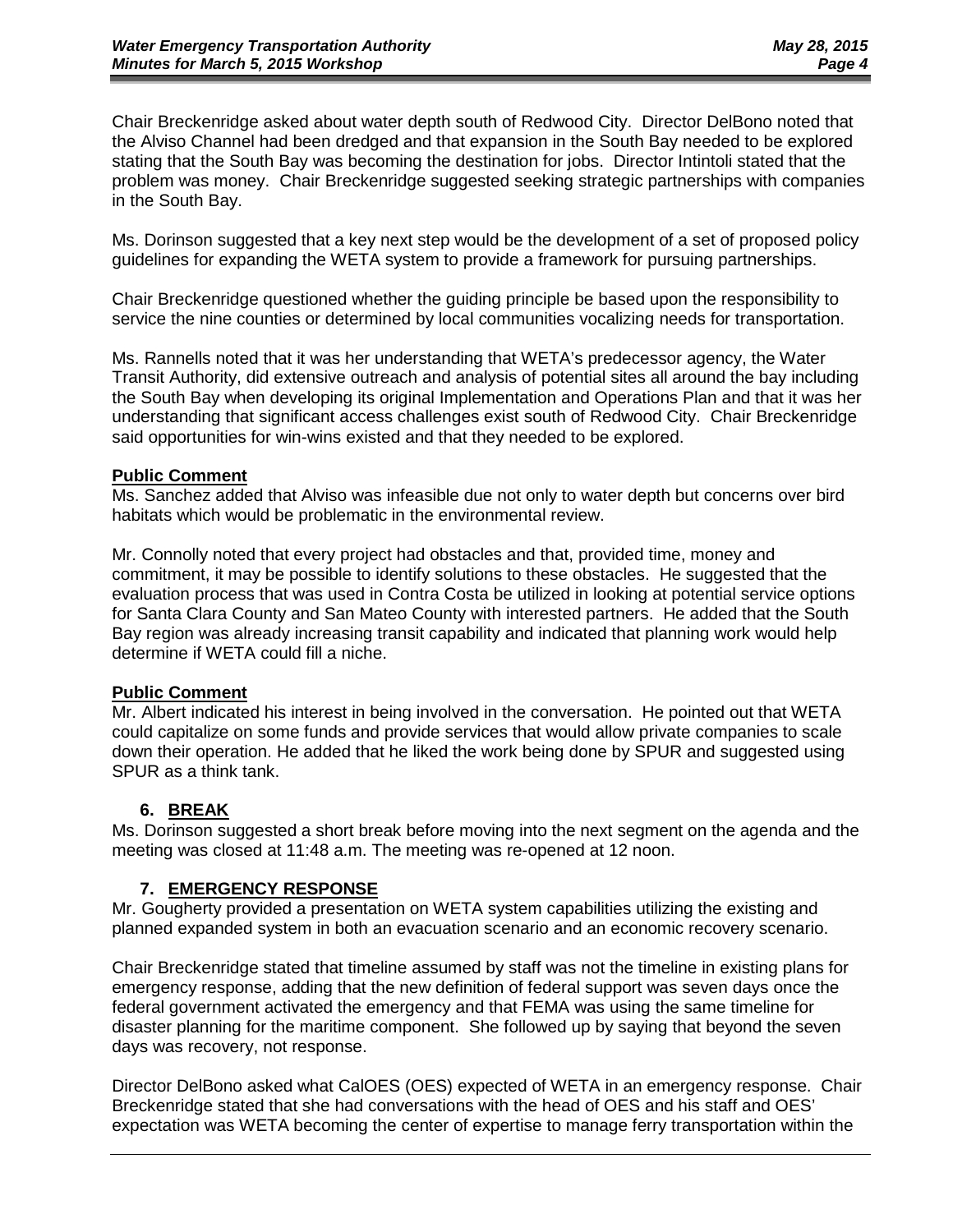Chair Breckenridge asked about water depth south of Redwood City. Director DelBono noted that the Alviso Channel had been dredged and that expansion in the South Bay needed to be explored stating that the South Bay was becoming the destination for jobs. Director Intintoli stated that the problem was money. Chair Breckenridge suggested seeking strategic partnerships with companies in the South Bay.

Ms. Dorinson suggested that a key next step would be the development of a set of proposed policy guidelines for expanding the WETA system to provide a framework for pursuing partnerships.

Chair Breckenridge questioned whether the guiding principle be based upon the responsibility to service the nine counties or determined by local communities vocalizing needs for transportation.

Ms. Rannells noted that it was her understanding that WETA's predecessor agency, the Water Transit Authority, did extensive outreach and analysis of potential sites all around the bay including the South Bay when developing its original Implementation and Operations Plan and that it was her understanding that significant access challenges exist south of Redwood City. Chair Breckenridge said opportunities for win-wins existed and that they needed to be explored.

**Public Comment**
Ms. Sanchez added that Alviso was infeasible due not only to water depth but concerns over bird habitats which would be problematic in the environmental review.

Mr. Connolly noted that every project had obstacles and that, provided time, money and commitment, it may be possible to identify solutions to these obstacles. He suggested that the evaluation process that was used in Contra Costa be utilized in looking at potential service options for Santa Clara County and San Mateo County with interested partners. He added that the South Bay region was already increasing transit capability and indicated that planning work would help determine if WETA could fill a niche.

**Public Comment**
Mr. Albert indicated his interest in being involved in the conversation. He pointed out that WETA could capitalize on some funds and provide services that would allow private companies to scale down their operation. He added that he liked the work being done by SPUR and suggested using SPUR as a think tank.

## 6. BREAK

Ms. Dorinson suggested a short break before moving into the next segment on the agenda and the meeting was closed at 11:48 a.m. The meeting was re-opened at 12 noon.

## 7. EMERGENCY RESPONSE

Mr. Gougherty provided a presentation on WETA system capabilities utilizing the existing and planned expanded system in both an evacuation scenario and an economic recovery scenario.

Chair Breckenridge stated that timeline assumed by staff was not the timeline in existing plans for emergency response, adding that the new definition of federal support was seven days once the federal government activated the emergency and that FEMA was using the same timeline for disaster planning for the maritime component. She followed up by saying that beyond the seven days was recovery, not response.

Director DelBono asked what CalOES (OES) expected of WETA in an emergency response. Chair Breckenridge stated that she had conversations with the head of OES and his staff and OES' expectation was WETA becoming the center of expertise to manage ferry transportation within the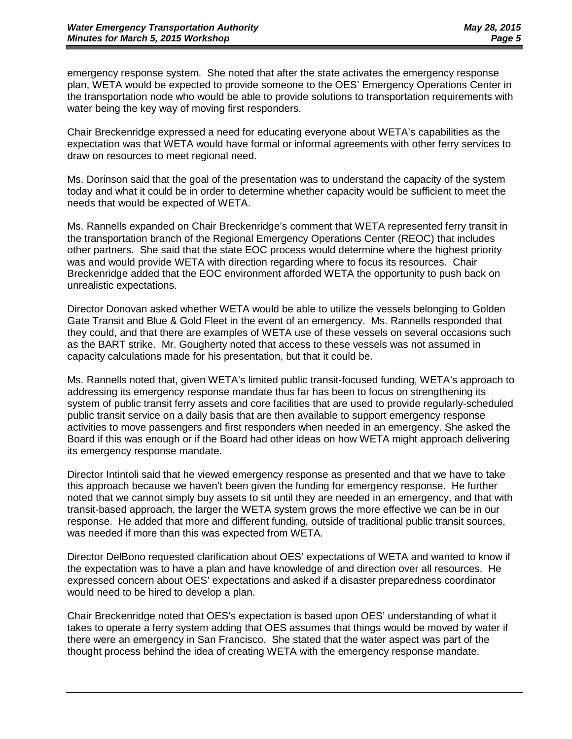emergency response system. She noted that after the state activates the emergency response plan, WETA would be expected to provide someone to the OES' Emergency Operations Center in the transportation node who would be able to provide solutions to transportation requirements with water being the key way of moving first responders.

Chair Breckenridge expressed a need for educating everyone about WETA's capabilities as the expectation was that WETA would have formal or informal agreements with other ferry services to draw on resources to meet regional need.

Ms. Dorinson said that the goal of the presentation was to understand the capacity of the system today and what it could be in order to determine whether capacity would be sufficient to meet the needs that would be expected of WETA.

Ms. Rannells expanded on Chair Breckenridge's comment that WETA represented ferry transit in the transportation branch of the Regional Emergency Operations Center (REOC) that includes other partners. She said that the state EOC process would determine where the highest priority was and would provide WETA with direction regarding where to focus its resources. Chair Breckenridge added that the EOC environment afforded WETA the opportunity to push back on unrealistic expectations.

Director Donovan asked whether WETA would be able to utilize the vessels belonging to Golden Gate Transit and Blue & Gold Fleet in the event of an emergency. Ms. Rannells responded that they could, and that there are examples of WETA use of these vessels on several occasions such as the BART strike. Mr. Gougherty noted that access to these vessels was not assumed in capacity calculations made for his presentation, but that it could be.

Ms. Rannells noted that, given WETA's limited public transit-focused funding, WETA's approach to addressing its emergency response mandate thus far has been to focus on strengthening its system of public transit ferry assets and core facilities that are used to provide regularly-scheduled public transit service on a daily basis that are then available to support emergency response activities to move passengers and first responders when needed in an emergency. She asked the Board if this was enough or if the Board had other ideas on how WETA might approach delivering its emergency response mandate.

Director Intintoli said that he viewed emergency response as presented and that we have to take this approach because we haven't been given the funding for emergency response. He further noted that we cannot simply buy assets to sit until they are needed in an emergency, and that with transit-based approach, the larger the WETA system grows the more effective we can be in our response. He added that more and different funding, outside of traditional public transit sources, was needed if more than this was expected from WETA.

Director DelBono requested clarification about OES' expectations of WETA and wanted to know if the expectation was to have a plan and have knowledge of and direction over all resources. He expressed concern about OES' expectations and asked if a disaster preparedness coordinator would need to be hired to develop a plan.

Chair Breckenridge noted that OES's expectation is based upon OES' understanding of what it takes to operate a ferry system adding that OES assumes that things would be moved by water if there were an emergency in San Francisco. She stated that the water aspect was part of the thought process behind the idea of creating WETA with the emergency response mandate.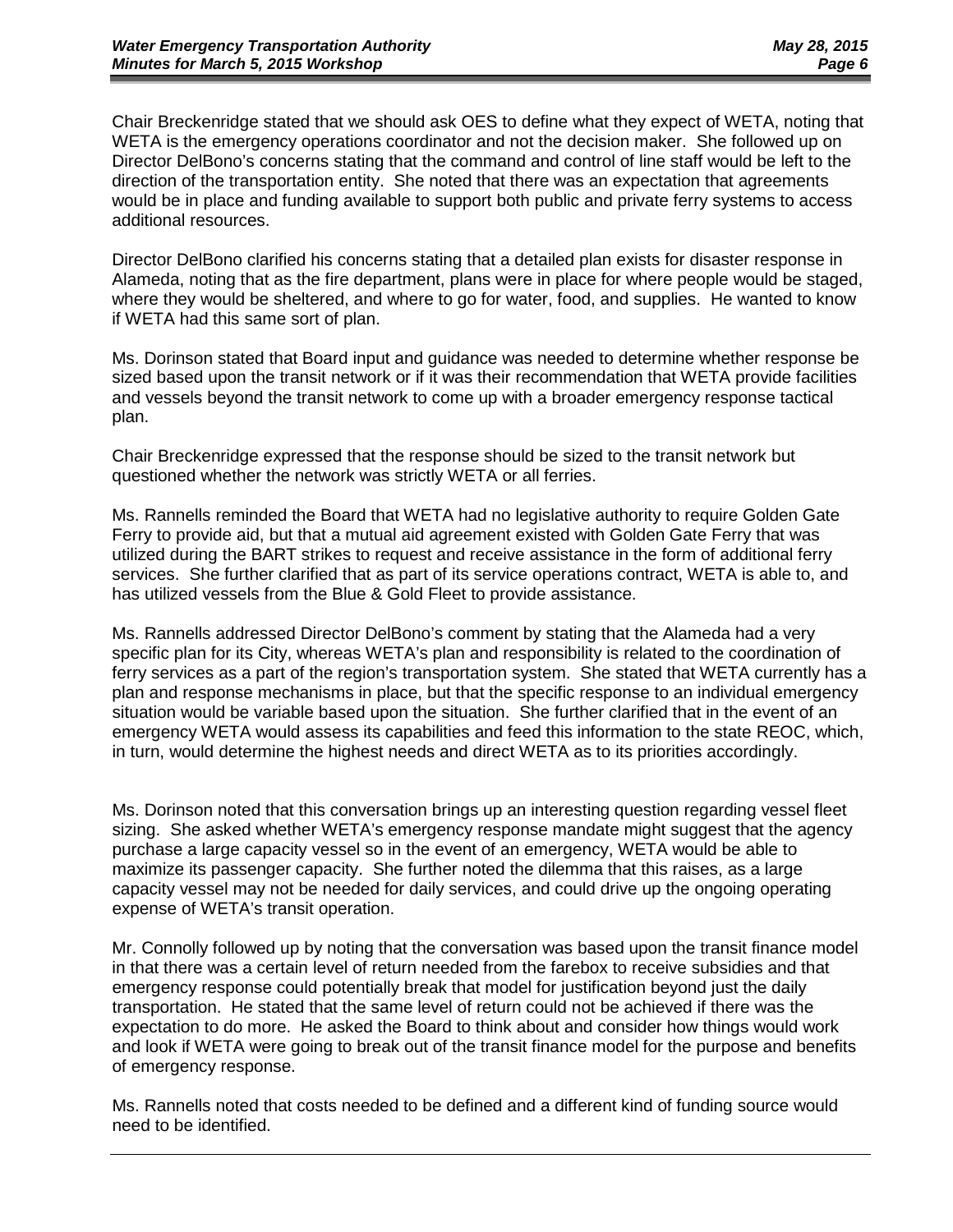Chair Breckenridge stated that we should ask OES to define what they expect of WETA, noting that WETA is the emergency operations coordinator and not the decision maker. She followed up on Director DelBono's concerns stating that the command and control of line staff would be left to the direction of the transportation entity. She noted that there was an expectation that agreements would be in place and funding available to support both public and private ferry systems to access additional resources.

Director DelBono clarified his concerns stating that a detailed plan exists for disaster response in Alameda, noting that as the fire department, plans were in place for where people would be staged, where they would be sheltered, and where to go for water, food, and supplies. He wanted to know if WETA had this same sort of plan.

Ms. Dorinson stated that Board input and guidance was needed to determine whether response be sized based upon the transit network or if it was their recommendation that WETA provide facilities and vessels beyond the transit network to come up with a broader emergency response tactical plan.

Chair Breckenridge expressed that the response should be sized to the transit network but questioned whether the network was strictly WETA or all ferries.

Ms. Rannells reminded the Board that WETA had no legislative authority to require Golden Gate Ferry to provide aid, but that a mutual aid agreement existed with Golden Gate Ferry that was utilized during the BART strikes to request and receive assistance in the form of additional ferry services. She further clarified that as part of its service operations contract, WETA is able to, and has utilized vessels from the Blue & Gold Fleet to provide assistance.

Ms. Rannells addressed Director DelBono's comment by stating that the Alameda had a very specific plan for its City, whereas WETA's plan and responsibility is related to the coordination of ferry services as a part of the region's transportation system. She stated that WETA currently has a plan and response mechanisms in place, but that the specific response to an individual emergency situation would be variable based upon the situation. She further clarified that in the event of an emergency WETA would assess its capabilities and feed this information to the state REOC, which, in turn, would determine the highest needs and direct WETA as to its priorities accordingly.

Ms. Dorinson noted that this conversation brings up an interesting question regarding vessel fleet sizing. She asked whether WETA's emergency response mandate might suggest that the agency purchase a large capacity vessel so in the event of an emergency, WETA would be able to maximize its passenger capacity. She further noted the dilemma that this raises, as a large capacity vessel may not be needed for daily services, and could drive up the ongoing operating expense of WETA's transit operation.

Mr. Connolly followed up by noting that the conversation was based upon the transit finance model in that there was a certain level of return needed from the farebox to receive subsidies and that emergency response could potentially break that model for justification beyond just the daily transportation. He stated that the same level of return could not be achieved if there was the expectation to do more. He asked the Board to think about and consider how things would work and look if WETA were going to break out of the transit finance model for the purpose and benefits of emergency response.

Ms. Rannells noted that costs needed to be defined and a different kind of funding source would need to be identified.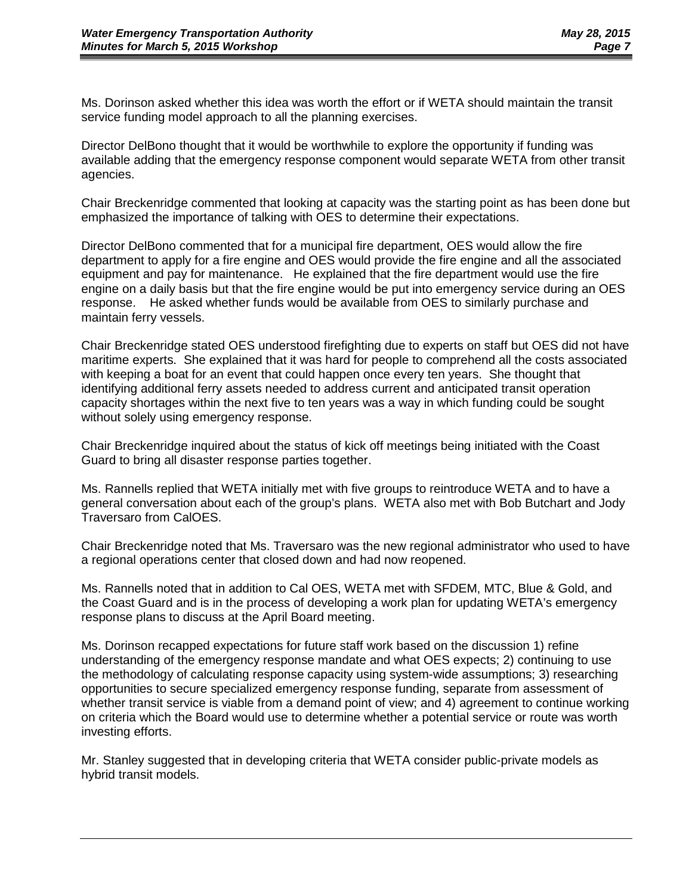Ms. Dorinson asked whether this idea was worth the effort or if WETA should maintain the transit service funding model approach to all the planning exercises.

Director DelBono thought that it would be worthwhile to explore the opportunity if funding was available adding that the emergency response component would separate WETA from other transit agencies.

Chair Breckenridge commented that looking at capacity was the starting point as has been done but emphasized the importance of talking with OES to determine their expectations.

Director DelBono commented that for a municipal fire department, OES would allow the fire department to apply for a fire engine and OES would provide the fire engine and all the associated equipment and pay for maintenance. He explained that the fire department would use the fire engine on a daily basis but that the fire engine would be put into emergency service during an OES response. He asked whether funds would be available from OES to similarly purchase and maintain ferry vessels.

Chair Breckenridge stated OES understood firefighting due to experts on staff but OES did not have maritime experts. She explained that it was hard for people to comprehend all the costs associated with keeping a boat for an event that could happen once every ten years. She thought that identifying additional ferry assets needed to address current and anticipated transit operation capacity shortages within the next five to ten years was a way in which funding could be sought without solely using emergency response.

Chair Breckenridge inquired about the status of kick off meetings being initiated with the Coast Guard to bring all disaster response parties together.

Ms. Rannells replied that WETA initially met with five groups to reintroduce WETA and to have a general conversation about each of the group's plans. WETA also met with Bob Butchart and Jody Traversaro from CalOES.

Chair Breckenridge noted that Ms. Traversaro was the new regional administrator who used to have a regional operations center that closed down and had now reopened.

Ms. Rannells noted that in addition to Cal OES, WETA met with SFDEM, MTC, Blue & Gold, and the Coast Guard and is in the process of developing a work plan for updating WETA's emergency response plans to discuss at the April Board meeting.

Ms. Dorinson recapped expectations for future staff work based on the discussion 1) refine understanding of the emergency response mandate and what OES expects; 2) continuing to use the methodology of calculating response capacity using system-wide assumptions; 3) researching opportunities to secure specialized emergency response funding, separate from assessment of whether transit service is viable from a demand point of view; and 4) agreement to continue working on criteria which the Board would use to determine whether a potential service or route was worth investing efforts.

Mr. Stanley suggested that in developing criteria that WETA consider public-private models as hybrid transit models.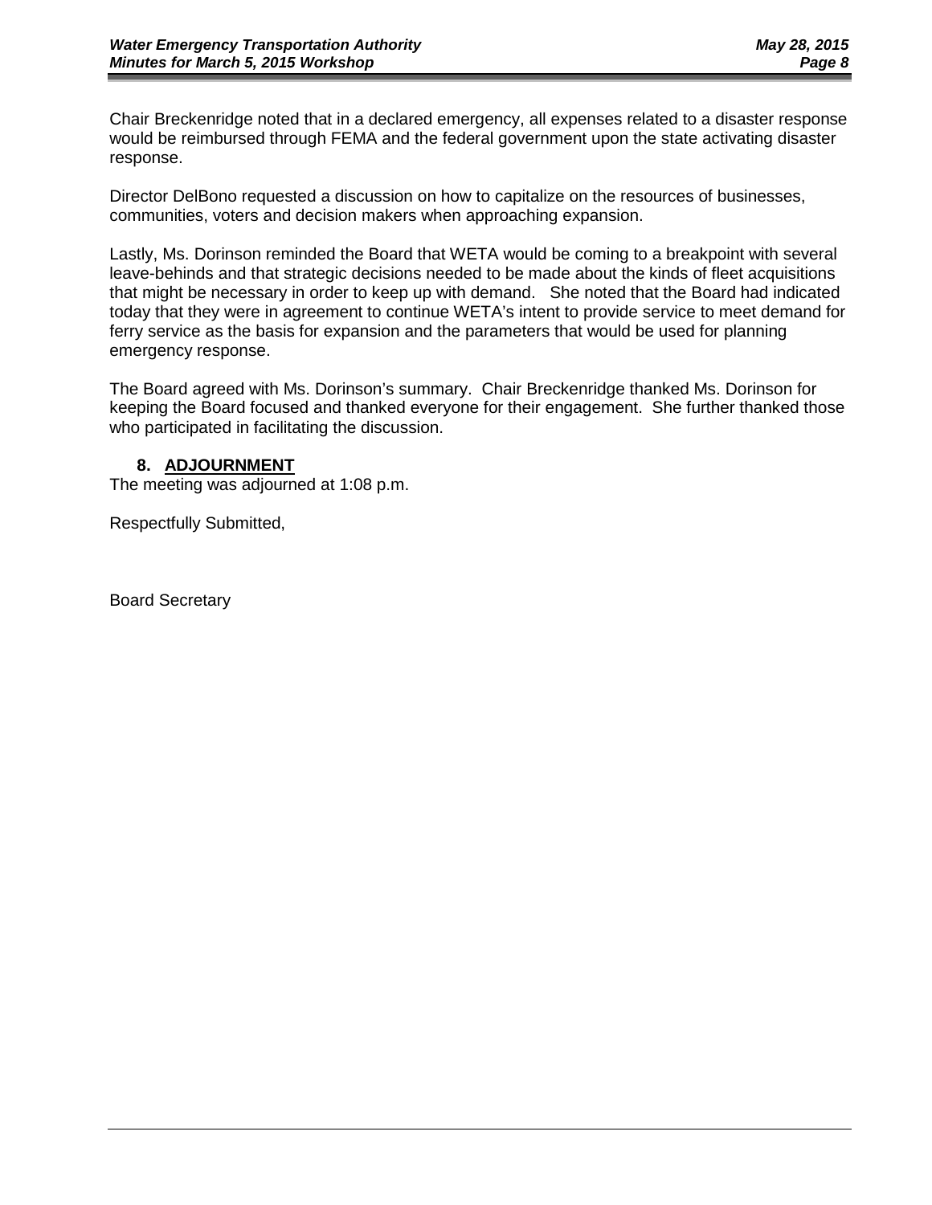Chair Breckenridge noted that in a declared emergency, all expenses related to a disaster response would be reimbursed through FEMA and the federal government upon the state activating disaster response.

Director DelBono requested a discussion on how to capitalize on the resources of businesses, communities, voters and decision makers when approaching expansion.

Lastly, Ms. Dorinson reminded the Board that WETA would be coming to a breakpoint with several leave-behinds and that strategic decisions needed to be made about the kinds of fleet acquisitions that might be necessary in order to keep up with demand. She noted that the Board had indicated today that they were in agreement to continue WETA's intent to provide service to meet demand for ferry service as the basis for expansion and the parameters that would be used for planning emergency response.

The Board agreed with Ms. Dorinson's summary. Chair Breckenridge thanked Ms. Dorinson for keeping the Board focused and thanked everyone for their engagement. She further thanked those who participated in facilitating the discussion.

## 8. ADJOURNMENT

The meeting was adjourned at 1:08 p.m.

Respectfully Submitted,

Board Secretary